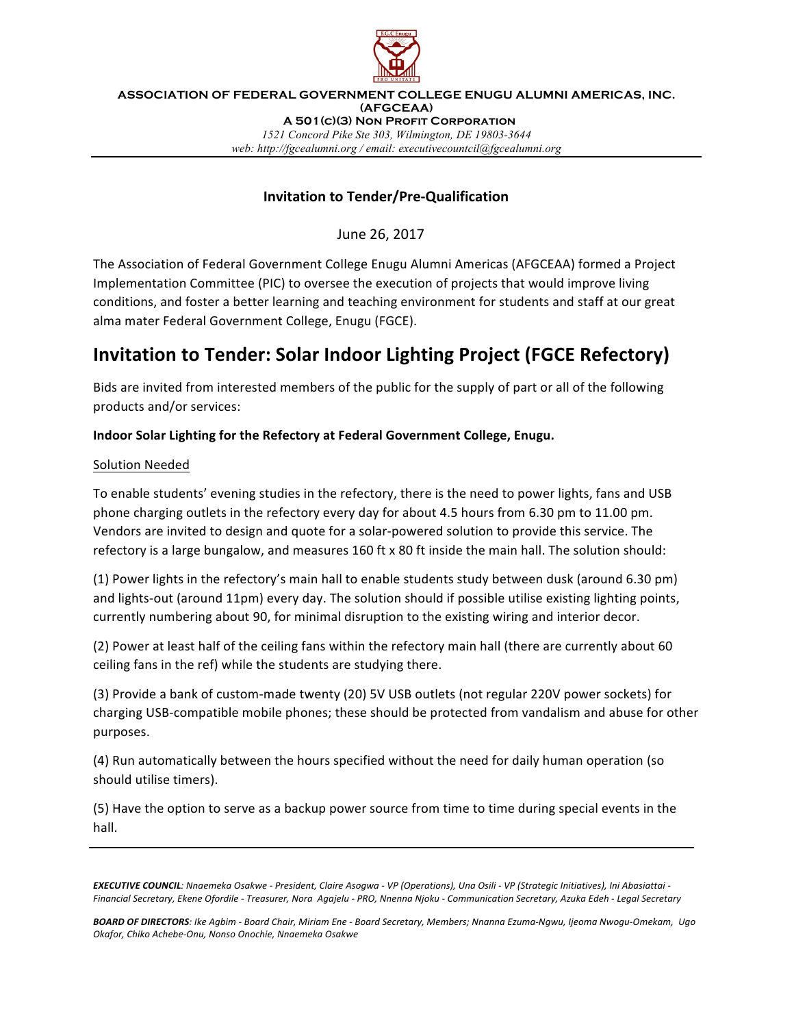**ASSOCIATION OF FEDERAL GOVERNMENT COLLEGE ENUGU ALUMNI AMERICAS, INC. (AFGCEAA)**

**A 501(c)(3) Non Profit Corporation**

*1521 Concord Pike Ste 303, Wilmington, DE 19803-3644*

*web: http://fgcealumni.org / email: executivecountcil@fgcealumni.org*

---

### Invitation to Tender/Pre-Qualification

June 26, 2017

The Association of Federal Government College Enugu Alumni Americas (AFGCEAA) formed a Project Implementation Committee (PIC) to oversee the execution of projects that would improve living conditions, and foster a better learning and teaching environment for students and staff at our great alma mater Federal Government College, Enugu (FGCE).

## Invitation to Tender: Solar Indoor Lighting Project (FGCE Refectory)

Bids are invited from interested members of the public for the supply of part or all of the following products and/or services:

**Indoor Solar Lighting for the Refectory at Federal Government College, Enugu.**

<u>Solution Needed</u>

To enable students' evening studies in the refectory, there is the need to power lights, fans and USB phone charging outlets in the refectory every day for about 4.5 hours from 6.30 pm to 11.00 pm. Vendors are invited to design and quote for a solar-powered solution to provide this service. The refectory is a large bungalow, and measures 160 ft x 80 ft inside the main hall. The solution should:

(1) Power lights in the refectory's main hall to enable students study between dusk (around 6.30 pm) and lights-out (around 11pm) every day. The solution should if possible utilise existing lighting points, currently numbering about 90, for minimal disruption to the existing wiring and interior decor.

(2) Power at least half of the ceiling fans within the refectory main hall (there are currently about 60 ceiling fans in the ref) while the students are studying there.

(3) Provide a bank of custom-made twenty (20) 5V USB outlets (not regular 220V power sockets) for charging USB-compatible mobile phones; these should be protected from vandalism and abuse for other purposes.

(4) Run automatically between the hours specified without the need for daily human operation (so should utilise timers).

(5) Have the option to serve as a backup power source from time to time during special events in the hall.

---

***EXECUTIVE COUNCIL****: Nnaemeka Osakwe - President, Claire Asogwa - VP (Operations), Una Osili - VP (Strategic Initiatives), Ini Abasiattai - Financial Secretary, Ekene Ofordile - Treasurer, Nora Agajelu - PRO, Nnenna Njoku - Communication Secretary, Azuka Edeh - Legal Secretary*

***BOARD OF DIRECTORS****: Ike Agbim - Board Chair, Miriam Ene - Board Secretary, Members; Nnanna Ezuma-Ngwu, Ijeoma Nwogu-Omekam, Ugo Okafor, Chiko Achebe-Onu, Nonso Onochie, Nnaemeka Osakwe*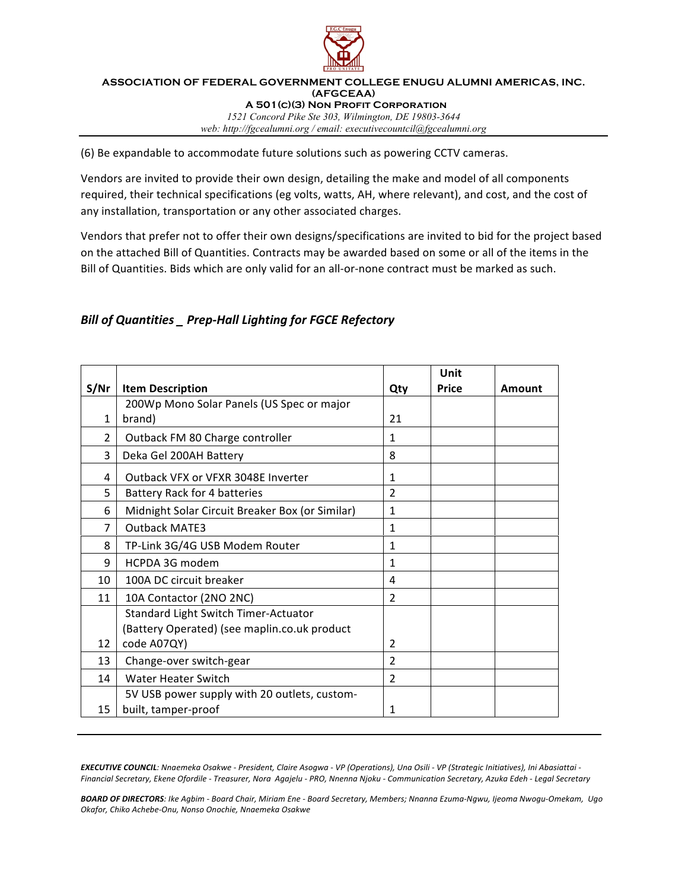(6) Be expandable to accommodate future solutions such as powering CCTV cameras.

Vendors are invited to provide their own design, detailing the make and model of all components required, their technical specifications (eg volts, watts, AH, where relevant), and cost, and the cost of any installation, transportation or any other associated charges.

Vendors that prefer not to offer their own designs/specifications are invited to bid for the project based on the attached Bill of Quantities. Contracts may be awarded based on some or all of the items in the Bill of Quantities. Bids which are only valid for an all-or-none contract must be marked as such.

***Bill of Quantities _ Prep-Hall Lighting for FGCE Refectory***

| S/Nr | Item Description | Qty | Unit Price | Amount |
|---|---|---|---|---|
| 1 | 200Wp Mono Solar Panels (US Spec or major brand) | 21 | | |
| 2 | Outback FM 80 Charge controller | 1 | | |
| 3 | Deka Gel 200AH Battery | 8 | | |
| 4 | Outback VFX or VFXR 3048E Inverter | 1 | | |
| 5 | Battery Rack for 4 batteries | 2 | | |
| 6 | Midnight Solar Circuit Breaker Box (or Similar) | 1 | | |
| 7 | Outback MATE3 | 1 | | |
| 8 | TP-Link 3G/4G USB Modem Router | 1 | | |
| 9 | HCPDA 3G modem | 1 | | |
| 10 | 100A DC circuit breaker | 4 | | |
| 11 | 10A Contactor (2NO 2NC) | 2 | | |
| 12 | Standard Light Switch Timer-Actuator (Battery Operated) (see maplin.co.uk product code A07QY) | 2 | | |
| 13 | Change-over switch-gear | 2 | | |
| 14 | Water Heater Switch | 2 | | |
| 15 | 5V USB power supply with 20 outlets, custom-built, tamper-proof | 1 | | |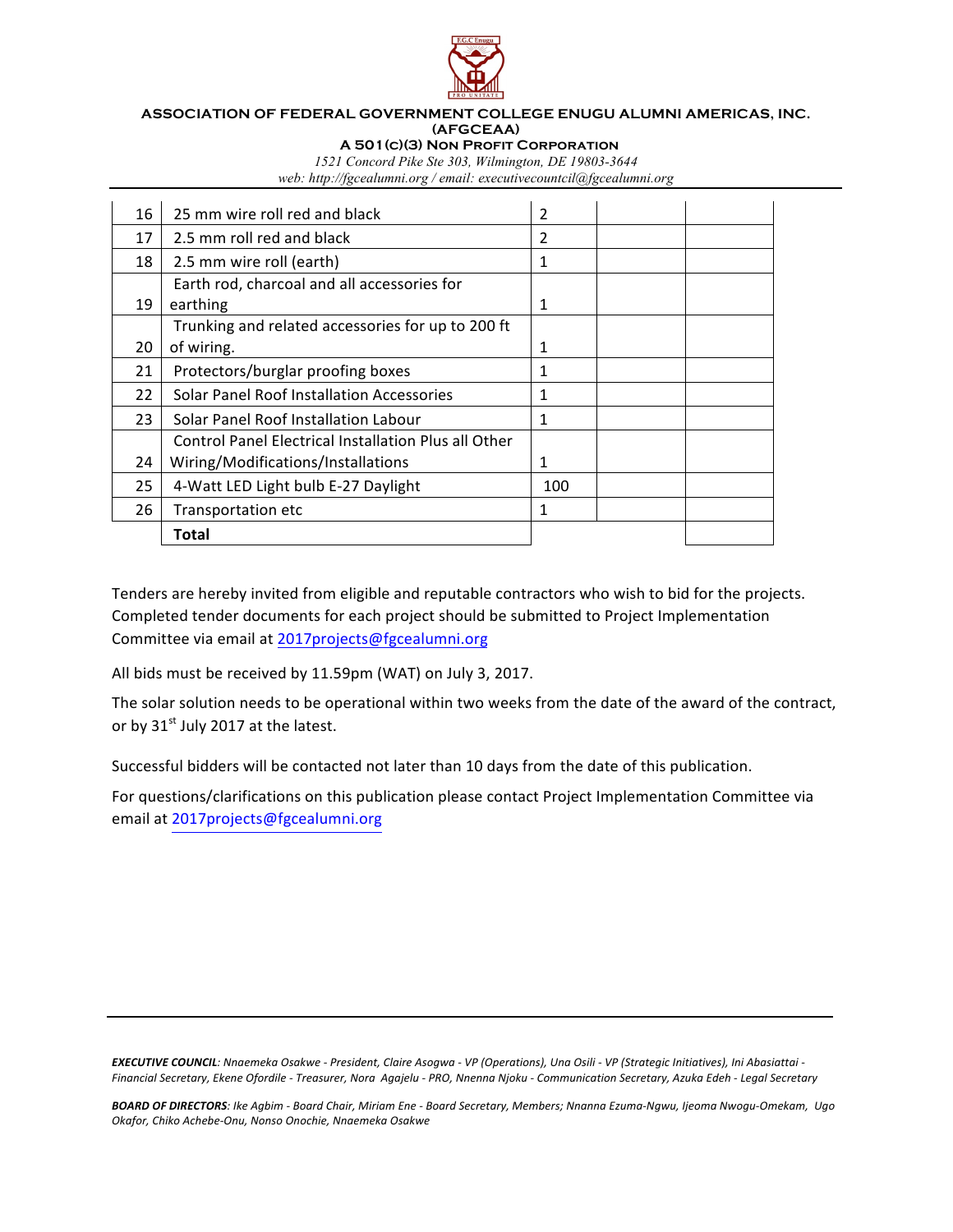**ASSOCIATION OF FEDERAL GOVERNMENT COLLEGE ENUGU ALUMNI AMERICAS, INC. (AFGCEAA)**

**A 501(c)(3) Non Profit Corporation**

*1521 Concord Pike Ste 303, Wilmington, DE 19803-3644*

*web: http://fgcealumni.org / email: executivecountcil@fgcealumni.org*

| | | | | |
|---|---|---|---|---|
| 16 | 25 mm wire roll red and black | 2 | | |
| 17 | 2.5 mm roll red and black | 2 | | |
| 18 | 2.5 mm wire roll (earth) | 1 | | |
| 19 | Earth rod, charcoal and all accessories for earthing | 1 | | |
| 20 | Trunking and related accessories for up to 200 ft of wiring. | 1 | | |
| 21 | Protectors/burglar proofing boxes | 1 | | |
| 22 | Solar Panel Roof Installation Accessories | 1 | | |
| 23 | Solar Panel Roof Installation Labour | 1 | | |
| 24 | Control Panel Electrical Installation Plus all Other Wiring/Modifications/Installations | 1 | | |
| 25 | 4-Watt LED Light bulb E-27 Daylight | 100 | | |
| 26 | Transportation etc | 1 | | |
| | **Total** | | | |

Tenders are hereby invited from eligible and reputable contractors who wish to bid for the projects. Completed tender documents for each project should be submitted to Project Implementation Committee via email at 2017projects@fgcealumni.org

All bids must be received by 11.59pm (WAT) on July 3, 2017.

The solar solution needs to be operational within two weeks from the date of the award of the contract, or by 31st July 2017 at the latest.

Successful bidders will be contacted not later than 10 days from the date of this publication.

For questions/clarifications on this publication please contact Project Implementation Committee via email at 2017projects@fgcealumni.org

***EXECUTIVE COUNCIL**: Nnaemeka Osakwe - President, Claire Asogwa - VP (Operations), Una Osili - VP (Strategic Initiatives), Ini Abasiattai - Financial Secretary, Ekene Ofordile - Treasurer, Nora Agajelu - PRO, Nnenna Njoku - Communication Secretary, Azuka Edeh - Legal Secretary*

***BOARD OF DIRECTORS**: Ike Agbim - Board Chair, Miriam Ene - Board Secretary, Members; Nnanna Ezuma-Ngwu, Ijeoma Nwogu-Omekam, Ugo Okafor, Chiko Achebe-Onu, Nonso Onochie, Nnaemeka Osakwe*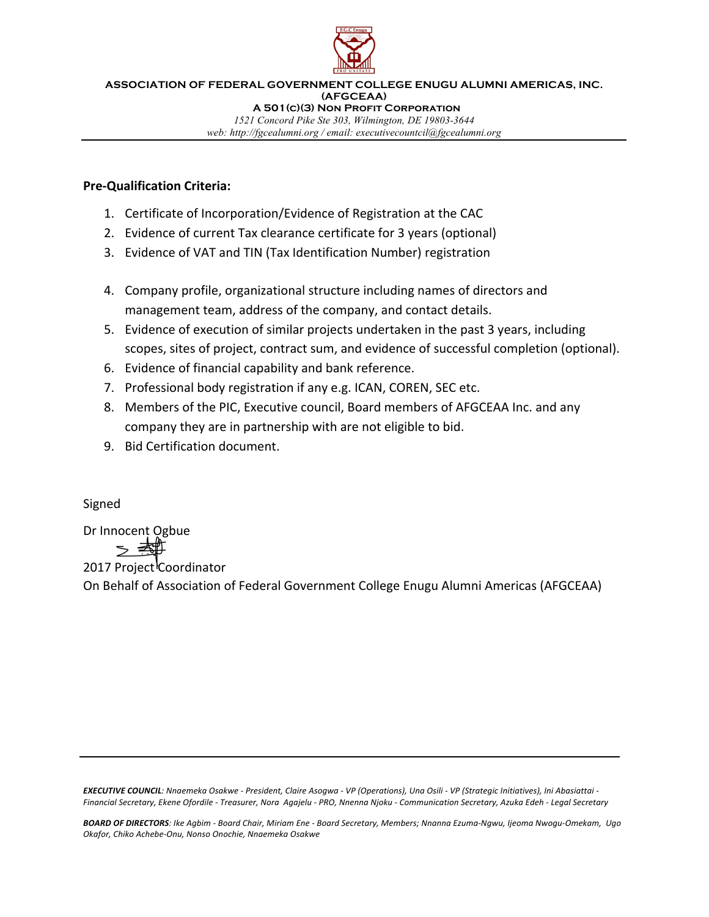**ASSOCIATION OF FEDERAL GOVERNMENT COLLEGE ENUGU ALUMNI AMERICAS, INC. (AFGCEAA)**

**A 501(c)(3) Non Profit Corporation**

*1521 Concord Pike Ste 303, Wilmington, DE 19803-3644*

*web: http://fgcealumni.org / email: executivecountcil@fgcealumni.org*

**Pre-Qualification Criteria:**

1. Certificate of Incorporation/Evidence of Registration at the CAC
2. Evidence of current Tax clearance certificate for 3 years (optional)
3. Evidence of VAT and TIN (Tax Identification Number) registration
4. Company profile, organizational structure including names of directors and management team, address of the company, and contact details.
5. Evidence of execution of similar projects undertaken in the past 3 years, including scopes, sites of project, contract sum, and evidence of successful completion (optional).
6. Evidence of financial capability and bank reference.
7. Professional body registration if any e.g. ICAN, COREN, SEC etc.
8. Members of the PIC, Executive council, Board members of AFGCEAA Inc. and any company they are in partnership with are not eligible to bid.
9. Bid Certification document.

Signed

Dr Innocent Ogbue

2017 Project Coordinator

On Behalf of Association of Federal Government College Enugu Alumni Americas (AFGCEAA)

***EXECUTIVE COUNCIL**: Nnaemeka Osakwe - President, Claire Asogwa - VP (Operations), Una Osili - VP (Strategic Initiatives), Ini Abasiattai - Financial Secretary, Ekene Ofordile - Treasurer, Nora Agajelu - PRO, Nnenna Njoku - Communication Secretary, Azuka Edeh - Legal Secretary*

***BOARD OF DIRECTORS**: Ike Agbim - Board Chair, Miriam Ene - Board Secretary, Members; Nnanna Ezuma-Ngwu, Ijeoma Nwogu-Omekam, Ugo Okafor, Chiko Achebe-Onu, Nonso Onochie, Nnaemeka Osakwe*